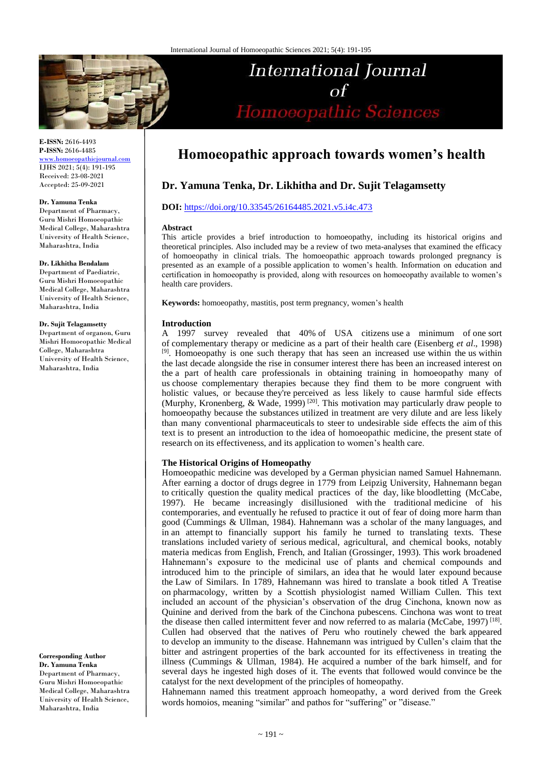**E-ISSN:** 2616-4493
**P-ISSN:** 2616-4485
www.homoeopathicjournal.com
IJHS 2021; 5(4): 191-195
Received: 23-08-2021
Accepted: 25-09-2021

**Dr. Yamuna Tenka**
Department of Pharmacy, Guru Mishri Homoeopathic Medical College, Maharashtra University of Health Science, Maharashtra, India

**Dr. Likhitha Bendalam**
Department of Paediatric, Guru Mishri Homoeopathic Medical College, Maharashtra University of Health Science, Maharashtra, India

**Dr. Sujit Telagamsetty**
Department of organon, Guru Mishri Homoeopathic Medical College, Maharashtra University of Health Science, Maharashtra, India

**Corresponding Author**
**Dr. Yamuna Tenka**
Department of Pharmacy, Guru Mishri Homoeopathic Medical College, Maharashtra University of Health Science, Maharashtra, India

# Homoeopathic approach towards women's health

## Dr. Yamuna Tenka, Dr. Likhitha and Dr. Sujit Telagamsetty

**DOI:** https://doi.org/10.33545/26164485.2021.v5.i4c.473

### Abstract

This article provides a brief introduction to homoeopathy, including its historical origins and theoretical principles. Also included may be a review of two meta-analyses that examined the efficacy of homoeopathy in clinical trials. The homoeopathic approach towards prolonged pregnancy is presented as an example of a possible application to women's health. Information on education and certification in homoeopathy is provided, along with resources on homoeopathy available to women's health care providers.

**Keywords:** homoeopathy, mastitis, post term pregnancy, women's health

### Introduction

A 1997 survey revealed that 40% of USA citizens use a minimum of one sort of complementary therapy or medicine as a part of their health care (Eisenberg *et al*., 1998) [9]. Homoeopathy is one such therapy that has seen an increased use within the us within the last decade alongside the rise in consumer interest there has been an increased interest on the a part of health care professionals in obtaining training in homoeopathy many of us choose complementary therapies because they find them to be more congruent with holistic values, or because they're perceived as less likely to cause harmful side effects (Murphy, Kronenberg, & Wade, 1999) [20]. This motivation may particularly draw people to homoeopathy because the substances utilized in treatment are very dilute and are less likely than many conventional pharmaceuticals to steer to undesirable side effects the aim of this text is to present an introduction to the idea of homoeopathic medicine, the present state of research on its effectiveness, and its application to women's health care.

### The Historical Origins of Homeopathy

Homoeopathic medicine was developed by a German physician named Samuel Hahnemann. After earning a doctor of drugs degree in 1779 from Leipzig University, Hahnemann began to critically question the quality medical practices of the day, like bloodletting (McCabe, 1997). He became increasingly disillusioned with the traditional medicine of his contemporaries, and eventually he refused to practice it out of fear of doing more harm than good (Cummings & Ullman, 1984). Hahnemann was a scholar of the many languages, and in an attempt to financially support his family he turned to translating texts. These translations included variety of serious medical, agricultural, and chemical books, notably materia medicas from English, French, and Italian (Grossinger, 1993). This work broadened Hahnemann's exposure to the medicinal use of plants and chemical compounds and introduced him to the principle of similars, an idea that he would later expound because the Law of Similars. In 1789, Hahnemann was hired to translate a book titled A Treatise on pharmacology, written by a Scottish physiologist named William Cullen. This text included an account of the physician's observation of the drug Cinchona, known now as Quinine and derived from the bark of the Cinchona pubescens. Cinchona was wont to treat the disease then called intermittent fever and now referred to as malaria (McCabe, 1997) [18]. Cullen had observed that the natives of Peru who routinely chewed the bark appeared to develop an immunity to the disease. Hahnemann was intrigued by Cullen's claim that the bitter and astringent properties of the bark accounted for its effectiveness in treating the illness (Cummings & Ullman, 1984). He acquired a number of the bark himself, and for several days he ingested high doses of it. The events that followed would convince be the catalyst for the next development of the principles of homeopathy.

Hahnemann named this treatment approach homeopathy, a word derived from the Greek words homoios, meaning "similar" and pathos for "suffering" or "disease."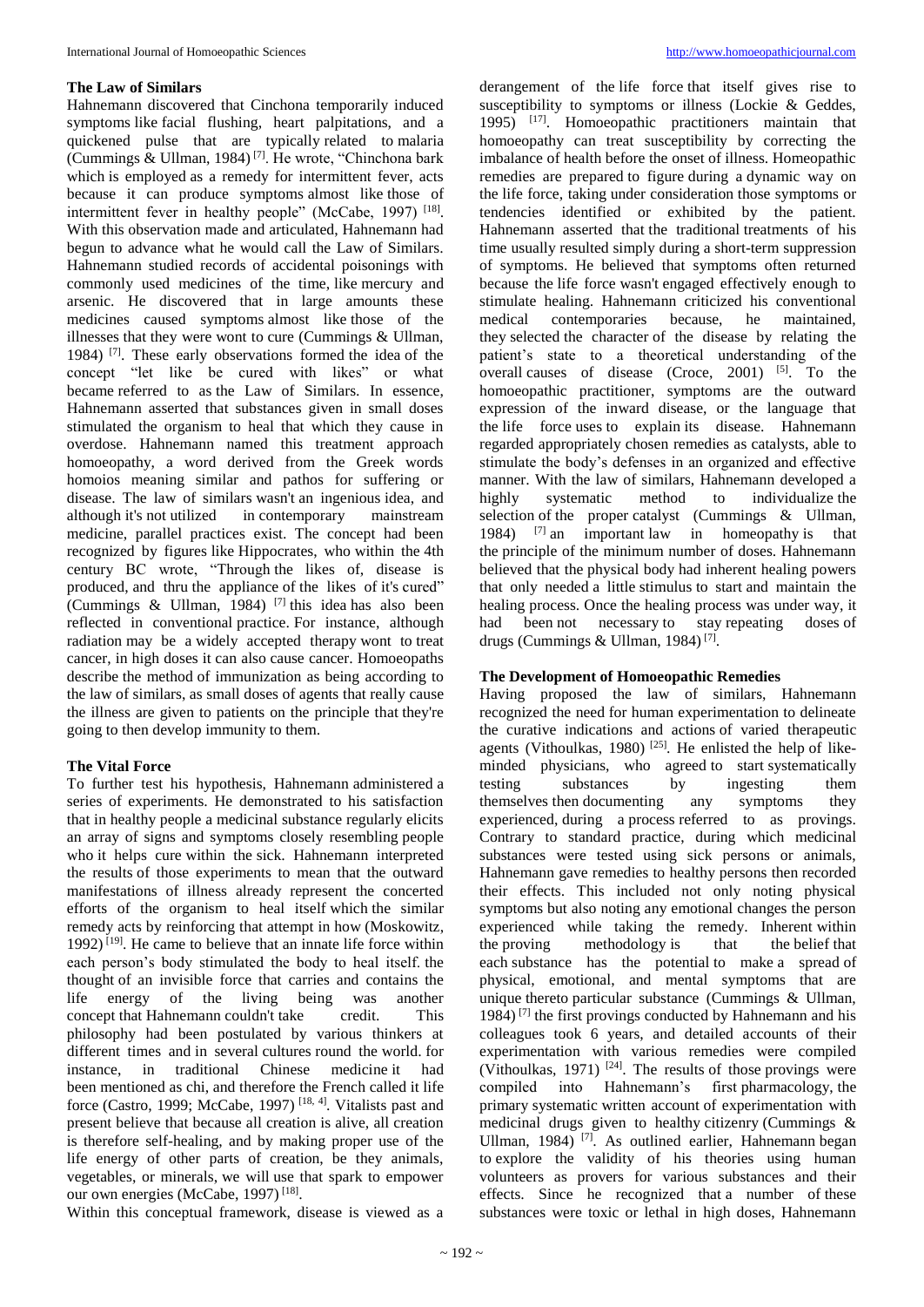### The Law of Similars

Hahnemann discovered that Cinchona temporarily induced symptoms like facial flushing, heart palpitations, and a quickened pulse that are typically related to malaria (Cummings & Ullman, 1984) [7]. He wrote, "Chinchona bark which is employed as a remedy for intermittent fever, acts because it can produce symptoms almost like those of intermittent fever in healthy people" (McCabe, 1997) [18]. With this observation made and articulated, Hahnemann had begun to advance what he would call the Law of Similars. Hahnemann studied records of accidental poisonings with commonly used medicines of the time, like mercury and arsenic. He discovered that in large amounts these medicines caused symptoms almost like those of the illnesses that they were wont to cure (Cummings & Ullman, 1984) [7]. These early observations formed the idea of the concept "let like be cured with likes" or what became referred to as the Law of Similars. In essence, Hahnemann asserted that substances given in small doses stimulated the organism to heal that which they cause in overdose. Hahnemann named this treatment approach homoeopathy, a word derived from the Greek words homoios meaning similar and pathos for suffering or disease. The law of similars wasn't an ingenious idea, and although it's not utilized in contemporary mainstream medicine, parallel practices exist. The concept had been recognized by figures like Hippocrates, who within the 4th century BC wrote, "Through the likes of, disease is produced, and thru the appliance of the likes of it's cured" (Cummings & Ullman, 1984) [7] this idea has also been reflected in conventional practice. For instance, although radiation may be a widely accepted therapy wont to treat cancer, in high doses it can also cause cancer. Homoeopaths describe the method of immunization as being according to the law of similars, as small doses of agents that really cause the illness are given to patients on the principle that they're going to then develop immunity to them.

### The Vital Force

To further test his hypothesis, Hahnemann administered a series of experiments. He demonstrated to his satisfaction that in healthy people a medicinal substance regularly elicits an array of signs and symptoms closely resembling people who it helps cure within the sick. Hahnemann interpreted the results of those experiments to mean that the outward manifestations of illness already represent the concerted efforts of the organism to heal itself which the similar remedy acts by reinforcing that attempt in how (Moskowitz, 1992) [19]. He came to believe that an innate life force within each person's body stimulated the body to heal itself. the thought of an invisible force that carries and contains the life energy of the living being was another concept that Hahnemann couldn't take credit. This philosophy had been postulated by various thinkers at different times and in several cultures round the world. for instance, in traditional Chinese medicine it had been mentioned as chi, and therefore the French called it life force (Castro, 1999; McCabe, 1997) [18, 4]. Vitalists past and present believe that because all creation is alive, all creation is therefore self-healing, and by making proper use of the life energy of other parts of creation, be they animals, vegetables, or minerals, we will use that spark to empower our own energies (McCabe, 1997) [18].

Within this conceptual framework, disease is viewed as a derangement of the life force that itself gives rise to susceptibility to symptoms or illness (Lockie & Geddes, 1995) [17]. Homoeopathic practitioners maintain that homoeopathy can treat susceptibility by correcting the imbalance of health before the onset of illness. Homeopathic remedies are prepared to figure during a dynamic way on the life force, taking under consideration those symptoms or tendencies identified or exhibited by the patient. Hahnemann asserted that the traditional treatments of his time usually resulted simply during a short-term suppression of symptoms. He believed that symptoms often returned because the life force wasn't engaged effectively enough to stimulate healing. Hahnemann criticized his conventional medical contemporaries because, he maintained, they selected the character of the disease by relating the patient's state to a theoretical understanding of the overall causes of disease (Croce, 2001) [5]. To the homoeopathic practitioner, symptoms are the outward expression of the inward disease, or the language that the life force uses to explain its disease. Hahnemann regarded appropriately chosen remedies as catalysts, able to stimulate the body's defenses in an organized and effective manner. With the law of similars, Hahnemann developed a highly systematic method to individualize the selection of the proper catalyst (Cummings & Ullman, 1984) [7] an important law in homeopathy is that the principle of the minimum number of doses. Hahnemann believed that the physical body had inherent healing powers that only needed a little stimulus to start and maintain the healing process. Once the healing process was under way, it had been not necessary to stay repeating doses of drugs (Cummings & Ullman, 1984) [7].

### The Development of Homoeopathic Remedies

Having proposed the law of similars, Hahnemann recognized the need for human experimentation to delineate the curative indications and actions of varied therapeutic agents (Vithoulkas, 1980) [25]. He enlisted the help of like-minded physicians, who agreed to start systematically testing substances by ingesting them themselves then documenting any symptoms they experienced, during a process referred to as provings. Contrary to standard practice, during which medicinal substances were tested using sick persons or animals, Hahnemann gave remedies to healthy persons then recorded their effects. This included not only noting physical symptoms but also noting any emotional changes the person experienced while taking the remedy. Inherent within the proving methodology is that the belief that each substance has the potential to make a spread of physical, emotional, and mental symptoms that are unique thereto particular substance (Cummings & Ullman, 1984) [7] the first provings conducted by Hahnemann and his colleagues took 6 years, and detailed accounts of their experimentation with various remedies were compiled (Vithoulkas, 1971) [24]. The results of those provings were compiled into Hahnemann's first pharmacology, the primary systematic written account of experimentation with medicinal drugs given to healthy citizenry (Cummings & Ullman, 1984) [7]. As outlined earlier, Hahnemann began to explore the validity of his theories using human volunteers as provers for various substances and their effects. Since he recognized that a number of these substances were toxic or lethal in high doses, Hahnemann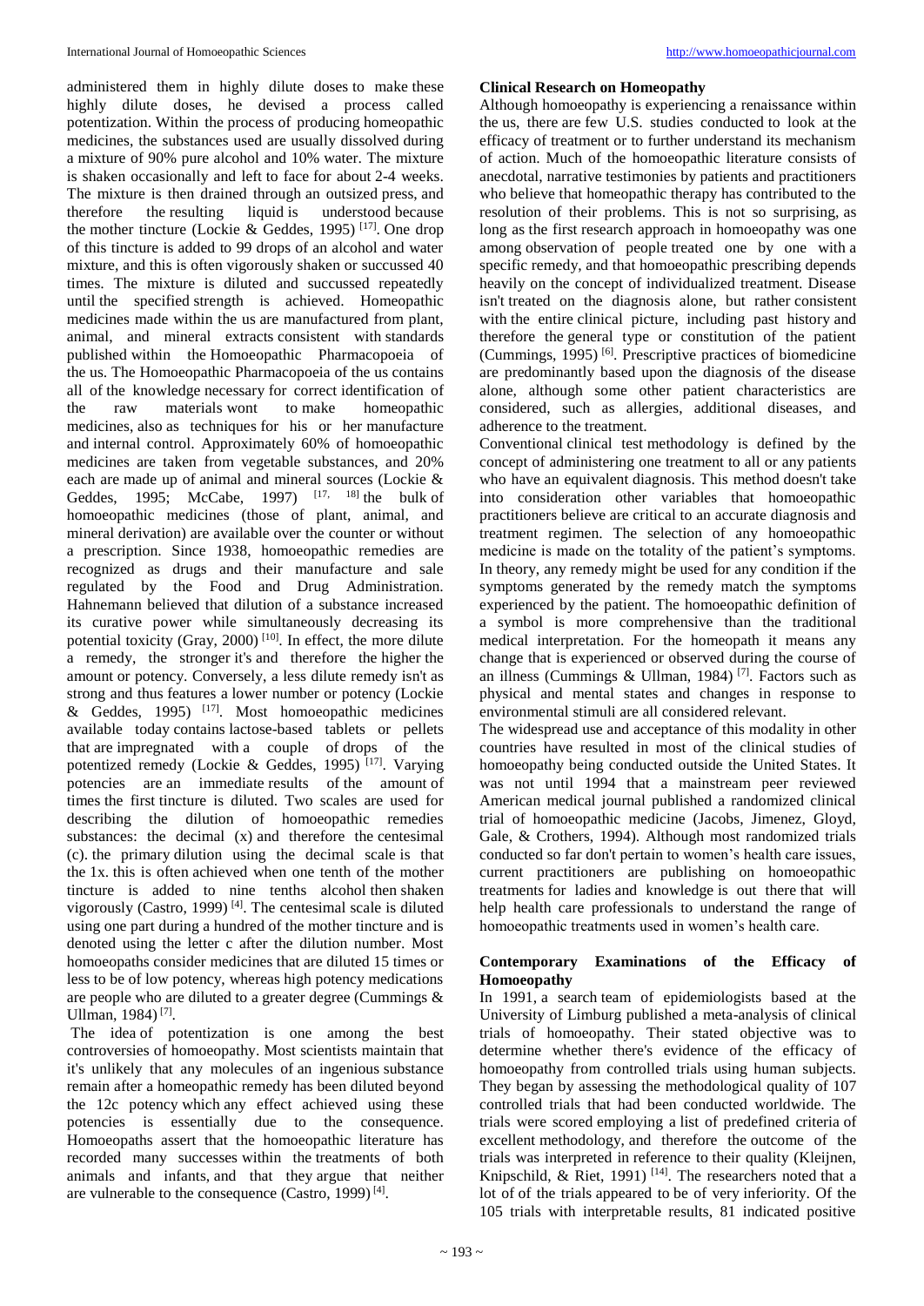administered them in highly dilute doses to make these highly dilute doses, he devised a process called potentization. Within the process of producing homeopathic medicines, the substances used are usually dissolved during a mixture of 90% pure alcohol and 10% water. The mixture is shaken occasionally and left to face for about 2-4 weeks. The mixture is then drained through an outsized press, and therefore the resulting liquid is understood because the mother tincture (Lockie & Geddes, 1995) [17]. One drop of this tincture is added to 99 drops of an alcohol and water mixture, and this is often vigorously shaken or succussed 40 times. The mixture is diluted and succussed repeatedly until the specified strength is achieved. Homeopathic medicines made within the us are manufactured from plant, animal, and mineral extracts consistent with standards published within the Homoeopathic Pharmacopoeia of the us. The Homoeopathic Pharmacopoeia of the us contains all of the knowledge necessary for correct identification of the raw materials wont to make homeopathic medicines, also as techniques for his or her manufacture and internal control. Approximately 60% of homoeopathic medicines are taken from vegetable substances, and 20% each are made up of animal and mineral sources (Lockie & Geddes, 1995; McCabe, 1997) [17, 18] the bulk of homoeopathic medicines (those of plant, animal, and mineral derivation) are available over the counter or without a prescription. Since 1938, homoeopathic remedies are recognized as drugs and their manufacture and sale regulated by the Food and Drug Administration. Hahnemann believed that dilution of a substance increased its curative power while simultaneously decreasing its potential toxicity (Gray, 2000) [10]. In effect, the more dilute a remedy, the stronger it's and therefore the higher the amount or potency. Conversely, a less dilute remedy isn't as strong and thus features a lower number or potency (Lockie & Geddes, 1995) [17]. Most homoeopathic medicines available today contains lactose-based tablets or pellets that are impregnated with a couple of drops of the potentized remedy (Lockie & Geddes, 1995) [17]. Varying potencies are an immediate results of the amount of times the first tincture is diluted. Two scales are used for describing the dilution of homoeopathic remedies substances: the decimal (x) and therefore the centesimal (c). the primary dilution using the decimal scale is that the 1x. this is often achieved when one tenth of the mother tincture is added to nine tenths alcohol then shaken vigorously (Castro, 1999) [4]. The centesimal scale is diluted using one part during a hundred of the mother tincture and is denoted using the letter c after the dilution number. Most homoeopaths consider medicines that are diluted 15 times or less to be of low potency, whereas high potency medications are people who are diluted to a greater degree (Cummings & Ullman, 1984) [7].

The idea of potentization is one among the best controversies of homoeopathy. Most scientists maintain that it's unlikely that any molecules of an ingenious substance remain after a homeopathic remedy has been diluted beyond the 12c potency which any effect achieved using these potencies is essentially due to the consequence. Homoeopaths assert that the homoeopathic literature has recorded many successes within the treatments of both animals and infants, and that they argue that neither are vulnerable to the consequence (Castro, 1999) [4].

## Clinical Research on Homeopathy

Although homoeopathy is experiencing a renaissance within the us, there are few U.S. studies conducted to look at the efficacy of treatment or to further understand its mechanism of action. Much of the homoeopathic literature consists of anecdotal, narrative testimonies by patients and practitioners who believe that homeopathic therapy has contributed to the resolution of their problems. This is not so surprising, as long as the first research approach in homoeopathy was one among observation of people treated one by one with a specific remedy, and that homoeopathic prescribing depends heavily on the concept of individualized treatment. Disease isn't treated on the diagnosis alone, but rather consistent with the entire clinical picture, including past history and therefore the general type or constitution of the patient (Cummings, 1995) [6]. Prescriptive practices of biomedicine are predominantly based upon the diagnosis of the disease alone, although some other patient characteristics are considered, such as allergies, additional diseases, and adherence to the treatment.

Conventional clinical test methodology is defined by the concept of administering one treatment to all or any patients who have an equivalent diagnosis. This method doesn't take into consideration other variables that homoeopathic practitioners believe are critical to an accurate diagnosis and treatment regimen. The selection of any homoeopathic medicine is made on the totality of the patient's symptoms. In theory, any remedy might be used for any condition if the symptoms generated by the remedy match the symptoms experienced by the patient. The homoeopathic definition of a symbol is more comprehensive than the traditional medical interpretation. For the homeopath it means any change that is experienced or observed during the course of an illness (Cummings & Ullman, 1984) [7]. Factors such as physical and mental states and changes in response to environmental stimuli are all considered relevant.

The widespread use and acceptance of this modality in other countries have resulted in most of the clinical studies of homoeopathy being conducted outside the United States. It was not until 1994 that a mainstream peer reviewed American medical journal published a randomized clinical trial of homoeopathic medicine (Jacobs, Jimenez, Gloyd, Gale, & Crothers, 1994). Although most randomized trials conducted so far don't pertain to women's health care issues, current practitioners are publishing on homoeopathic treatments for ladies and knowledge is out there that will help health care professionals to understand the range of homoeopathic treatments used in women's health care.

## Contemporary Examinations of the Efficacy of Homoeopathy

In 1991, a search team of epidemiologists based at the University of Limburg published a meta-analysis of clinical trials of homoeopathy. Their stated objective was to determine whether there's evidence of the efficacy of homoeopathy from controlled trials using human subjects. They began by assessing the methodological quality of 107 controlled trials that had been conducted worldwide. The trials were scored employing a list of predefined criteria of excellent methodology, and therefore the outcome of the trials was interpreted in reference to their quality (Kleijnen, Knipschild, & Riet, 1991) [14]. The researchers noted that a lot of of the trials appeared to be of very inferiority. Of the 105 trials with interpretable results, 81 indicated positive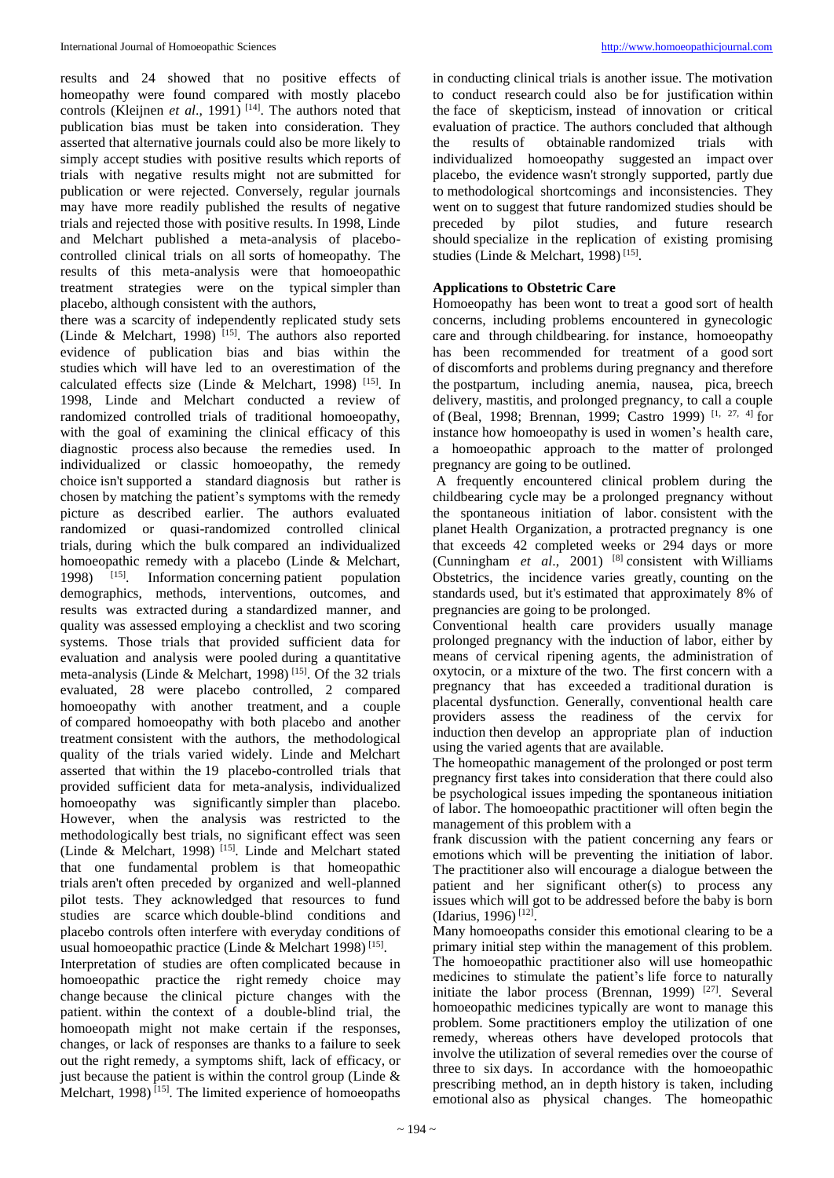results and 24 showed that no positive effects of homeopathy were found compared with mostly placebo controls (Kleijnen *et al*., 1991) [14]. The authors noted that publication bias must be taken into consideration. They asserted that alternative journals could also be more likely to simply accept studies with positive results which reports of trials with negative results might not are submitted for publication or were rejected. Conversely, regular journals may have more readily published the results of negative trials and rejected those with positive results. In 1998, Linde and Melchart published a meta-analysis of placebo-controlled clinical trials on all sorts of homeopathy. The results of this meta-analysis were that homoeopathic treatment strategies were on the typical simpler than placebo, although consistent with the authors, there was a scarcity of independently replicated study sets (Linde & Melchart, 1998) [15]. The authors also reported evidence of publication bias and bias within the studies which will have led to an overestimation of the calculated effects size (Linde & Melchart, 1998) [15]. In 1998, Linde and Melchart conducted a review of randomized controlled trials of traditional homoeopathy, with the goal of examining the clinical efficacy of this diagnostic process also because the remedies used. In individualized or classic homoeopathy, the remedy choice isn't supported a standard diagnosis but rather is chosen by matching the patient's symptoms with the remedy picture as described earlier. The authors evaluated randomized or quasi-randomized controlled clinical trials, during which the bulk compared an individualized homoeopathic remedy with a placebo (Linde & Melchart, 1998) [15]. Information concerning patient population demographics, methods, interventions, outcomes, and results was extracted during a standardized manner, and quality was assessed employing a checklist and two scoring systems. Those trials that provided sufficient data for evaluation and analysis were pooled during a quantitative meta-analysis (Linde & Melchart, 1998) [15]. Of the 32 trials evaluated, 28 were placebo controlled, 2 compared homoeopathy with another treatment, and a couple of compared homoeopathy with both placebo and another treatment consistent with the authors, the methodological quality of the trials varied widely. Linde and Melchart asserted that within the 19 placebo-controlled trials that provided sufficient data for meta-analysis, individualized homoeopathy was significantly simpler than placebo. However, when the analysis was restricted to the methodologically best trials, no significant effect was seen (Linde & Melchart, 1998) [15]. Linde and Melchart stated that one fundamental problem is that homeopathic trials aren't often preceded by organized and well-planned pilot tests. They acknowledged that resources to fund studies are scarce which double-blind conditions and placebo controls often interfere with everyday conditions of usual homoeopathic practice (Linde & Melchart 1998) [15].

Interpretation of studies are often complicated because in homoeopathic practice the right remedy choice may change because the clinical picture changes with the patient. within the context of a double-blind trial, the homoeopath might not make certain if the responses, changes, or lack of responses are thanks to a failure to seek out the right remedy, a symptoms shift, lack of efficacy, or just because the patient is within the control group (Linde & Melchart, 1998) [15]. The limited experience of homoeopaths in conducting clinical trials is another issue. The motivation to conduct research could also be for justification within the face of skepticism, instead of innovation or critical evaluation of practice. The authors concluded that although the results of obtainable randomized trials with individualized homoeopathy suggested an impact over placebo, the evidence wasn't strongly supported, partly due to methodological shortcomings and inconsistencies. They went on to suggest that future randomized studies should be preceded by pilot studies, and future research should specialize in the replication of existing promising studies (Linde & Melchart, 1998) [15].

## Applications to Obstetric Care

Homoeopathy has been wont to treat a good sort of health concerns, including problems encountered in gynecologic care and through childbearing. for instance, homoeopathy has been recommended for treatment of a good sort of discomforts and problems during pregnancy and therefore the postpartum, including anemia, nausea, pica, breech delivery, mastitis, and prolonged pregnancy, to call a couple of (Beal, 1998; Brennan, 1999; Castro 1999) [1, 27, 4] for instance how homoeopathy is used in women's health care, a homoeopathic approach to the matter of prolonged pregnancy are going to be outlined.

A frequently encountered clinical problem during the childbearing cycle may be a prolonged pregnancy without the spontaneous initiation of labor. consistent with the planet Health Organization, a protracted pregnancy is one that exceeds 42 completed weeks or 294 days or more (Cunningham *et al*., 2001) [8] consistent with Williams Obstetrics, the incidence varies greatly, counting on the standards used, but it's estimated that approximately 8% of pregnancies are going to be prolonged.

Conventional health care providers usually manage prolonged pregnancy with the induction of labor, either by means of cervical ripening agents, the administration of oxytocin, or a mixture of the two. The first concern with a pregnancy that has exceeded a traditional duration is placental dysfunction. Generally, conventional health care providers assess the readiness of the cervix for induction then develop an appropriate plan of induction using the varied agents that are available.

The homeopathic management of the prolonged or post term pregnancy first takes into consideration that there could also be psychological issues impeding the spontaneous initiation of labor. The homoeopathic practitioner will often begin the management of this problem with a frank discussion with the patient concerning any fears or emotions which will be preventing the initiation of labor. The practitioner also will encourage a dialogue between the patient and her significant other(s) to process any issues which will got to be addressed before the baby is born (Idarius, 1996) [12].

Many homoeopaths consider this emotional clearing to be a primary initial step within the management of this problem. The homoeopathic practitioner also will use homeopathic medicines to stimulate the patient's life force to naturally initiate the labor process (Brennan, 1999) [27]. Several homoeopathic medicines typically are wont to manage this problem. Some practitioners employ the utilization of one remedy, whereas others have developed protocols that involve the utilization of several remedies over the course of three to six days. In accordance with the homoeopathic prescribing method, an in depth history is taken, including emotional also as physical changes. The homeopathic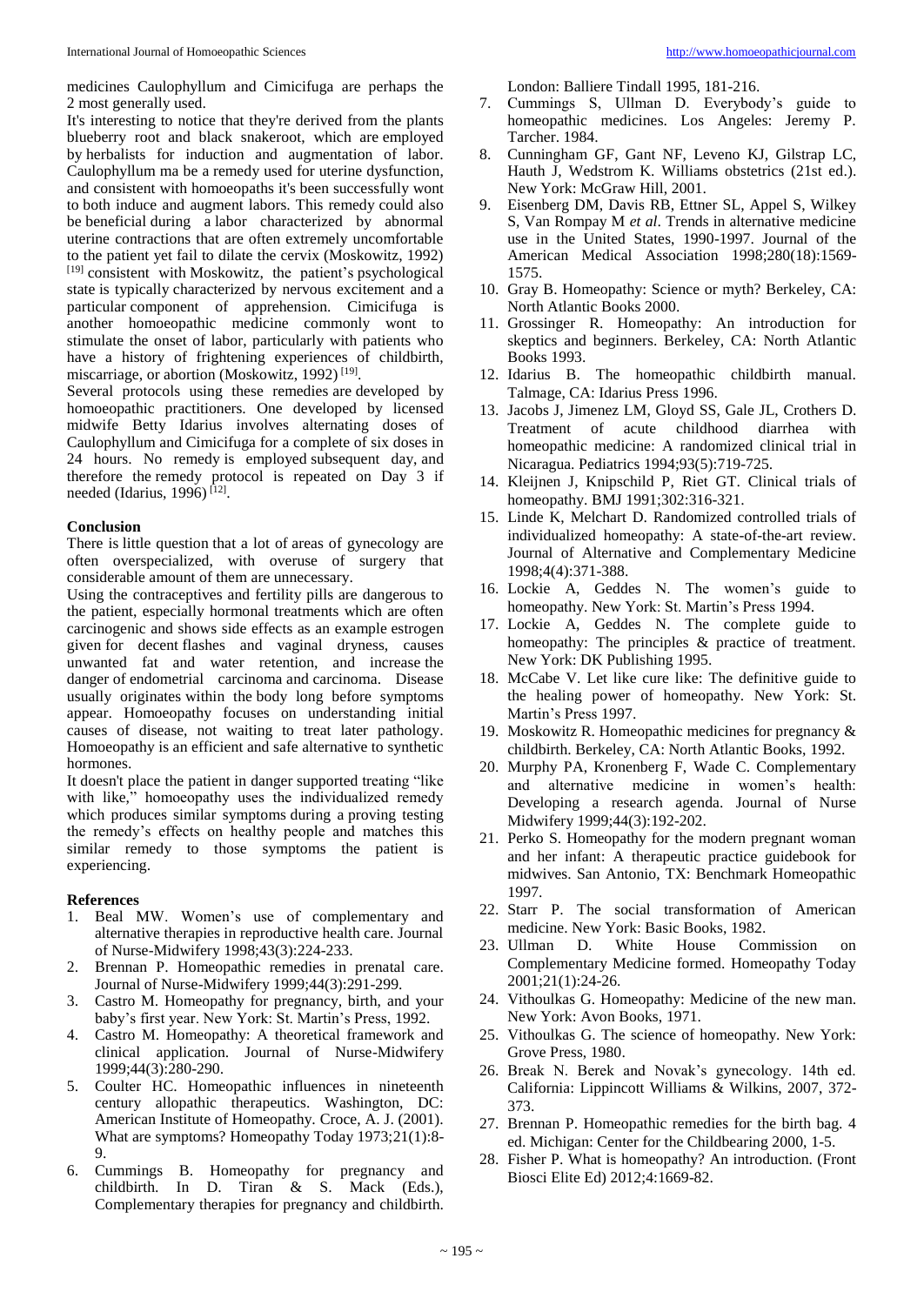medicines Caulophyllum and Cimicifuga are perhaps the 2 most generally used.

It's interesting to notice that they're derived from the plants blueberry root and black snakeroot, which are employed by herbalists for induction and augmentation of labor. Caulophyllum ma be a remedy used for uterine dysfunction, and consistent with homoeopaths it's been successfully wont to both induce and augment labors. This remedy could also be beneficial during a labor characterized by abnormal uterine contractions that are often extremely uncomfortable to the patient yet fail to dilate the cervix (Moskowitz, 1992) [19] consistent with Moskowitz, the patient's psychological state is typically characterized by nervous excitement and a particular component of apprehension. Cimicifuga is another homoeopathic medicine commonly wont to stimulate the onset of labor, particularly with patients who have a history of frightening experiences of childbirth, miscarriage, or abortion (Moskowitz, 1992) [19].

Several protocols using these remedies are developed by homoeopathic practitioners. One developed by licensed midwife Betty Idarius involves alternating doses of Caulophyllum and Cimicifuga for a complete of six doses in 24 hours. No remedy is employed subsequent day, and therefore the remedy protocol is repeated on Day 3 if needed (Idarius, 1996) [12].

## Conclusion

There is little question that a lot of areas of gynecology are often overspecialized, with overuse of surgery that considerable amount of them are unnecessary.

Using the contraceptives and fertility pills are dangerous to the patient, especially hormonal treatments which are often carcinogenic and shows side effects as an example estrogen given for decent flashes and vaginal dryness, causes unwanted fat and water retention, and increase the danger of endometrial carcinoma and carcinoma. Disease usually originates within the body long before symptoms appear. Homoeopathy focuses on understanding initial causes of disease, not waiting to treat later pathology. Homoeopathy is an efficient and safe alternative to synthetic hormones.

It doesn't place the patient in danger supported treating "like with like," homoeopathy uses the individualized remedy which produces similar symptoms during a proving testing the remedy's effects on healthy people and matches this similar remedy to those symptoms the patient is experiencing.

## References

1. Beal MW. Women's use of complementary and alternative therapies in reproductive health care. Journal of Nurse-Midwifery 1998;43(3):224-233.
2. Brennan P. Homeopathic remedies in prenatal care. Journal of Nurse-Midwifery 1999;44(3):291-299.
3. Castro M. Homeopathy for pregnancy, birth, and your baby's first year. New York: St. Martin's Press, 1992.
4. Castro M. Homeopathy: A theoretical framework and clinical application. Journal of Nurse-Midwifery 1999;44(3):280-290.
5. Coulter HC. Homeopathic influences in nineteenth century allopathic therapeutics. Washington, DC: American Institute of Homeopathy. Croce, A. J. (2001). What are symptoms? Homeopathy Today 1973;21(1):8-9.
6. Cummings B. Homeopathy for pregnancy and childbirth. In D. Tiran & S. Mack (Eds.), Complementary therapies for pregnancy and childbirth. London: Balliere Tindall 1995, 181-216.
7. Cummings S, Ullman D. Everybody's guide to homeopathic medicines. Los Angeles: Jeremy P. Tarcher. 1984.
8. Cunningham GF, Gant NF, Leveno KJ, Gilstrap LC, Hauth J, Wedstrom K. Williams obstetrics (21st ed.). New York: McGraw Hill, 2001.
9. Eisenberg DM, Davis RB, Ettner SL, Appel S, Wilkey S, Van Rompay M *et al*. Trends in alternative medicine use in the United States, 1990-1997. Journal of the American Medical Association 1998;280(18):1569-1575.
10. Gray B. Homeopathy: Science or myth? Berkeley, CA: North Atlantic Books 2000.
11. Grossinger R. Homeopathy: An introduction for skeptics and beginners. Berkeley, CA: North Atlantic Books 1993.
12. Idarius B. The homeopathic childbirth manual. Talmage, CA: Idarius Press 1996.
13. Jacobs J, Jimenez LM, Gloyd SS, Gale JL, Crothers D. Treatment of acute childhood diarrhea with homeopathic medicine: A randomized clinical trial in Nicaragua. Pediatrics 1994;93(5):719-725.
14. Kleijnen J, Knipschild P, Riet GT. Clinical trials of homeopathy. BMJ 1991;302:316-321.
15. Linde K, Melchart D. Randomized controlled trials of individualized homeopathy: A state-of-the-art review. Journal of Alternative and Complementary Medicine 1998;4(4):371-388.
16. Lockie A, Geddes N. The women's guide to homeopathy. New York: St. Martin's Press 1994.
17. Lockie A, Geddes N. The complete guide to homeopathy: The principles & practice of treatment. New York: DK Publishing 1995.
18. McCabe V. Let like cure like: The definitive guide to the healing power of homeopathy. New York: St. Martin's Press 1997.
19. Moskowitz R. Homeopathic medicines for pregnancy & childbirth. Berkeley, CA: North Atlantic Books, 1992.
20. Murphy PA, Kronenberg F, Wade C. Complementary and alternative medicine in women's health: Developing a research agenda. Journal of Nurse Midwifery 1999;44(3):192-202.
21. Perko S. Homeopathy for the modern pregnant woman and her infant: A therapeutic practice guidebook for midwives. San Antonio, TX: Benchmark Homeopathic 1997.
22. Starr P. The social transformation of American medicine. New York: Basic Books, 1982.
23. Ullman D. White House Commission on Complementary Medicine formed. Homeopathy Today 2001;21(1):24-26.
24. Vithoulkas G. Homeopathy: Medicine of the new man. New York: Avon Books, 1971.
25. Vithoulkas G. The science of homeopathy. New York: Grove Press, 1980.
26. Break N. Berek and Novak's gynecology. 14th ed. California: Lippincott Williams & Wilkins, 2007, 372-373.
27. Brennan P. Homeopathic remedies for the birth bag. 4 ed. Michigan: Center for the Childbearing 2000, 1-5.
28. Fisher P. What is homeopathy? An introduction. (Front Biosci Elite Ed) 2012;4:1669-82.